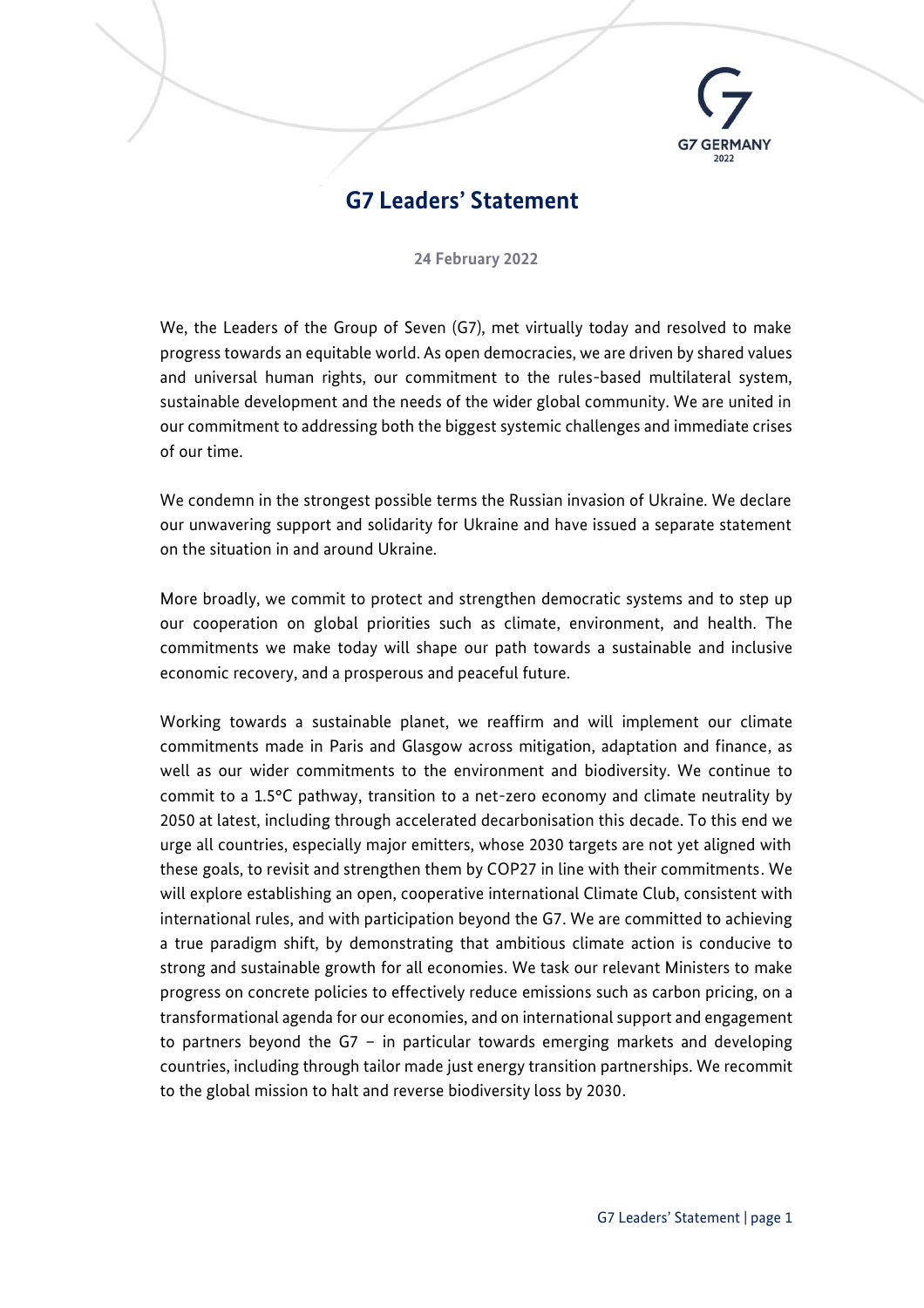# G7 Leaders' Statement

**24 February 2022**

We, the Leaders of the Group of Seven (G7), met virtually today and resolved to make progress towards an equitable world. As open democracies, we are driven by shared values and universal human rights, our commitment to the rules-based multilateral system, sustainable development and the needs of the wider global community. We are united in our commitment to addressing both the biggest systemic challenges and immediate crises of our time.

We condemn in the strongest possible terms the Russian invasion of Ukraine. We declare our unwavering support and solidarity for Ukraine and have issued a separate statement on the situation in and around Ukraine.

More broadly, we commit to protect and strengthen democratic systems and to step up our cooperation on global priorities such as climate, environment, and health. The commitments we make today will shape our path towards a sustainable and inclusive economic recovery, and a prosperous and peaceful future.

Working towards a sustainable planet, we reaffirm and will implement our climate commitments made in Paris and Glasgow across mitigation, adaptation and finance, as well as our wider commitments to the environment and biodiversity. We continue to commit to a 1.5°C pathway, transition to a net-zero economy and climate neutrality by 2050 at latest, including through accelerated decarbonisation this decade. To this end we urge all countries, especially major emitters, whose 2030 targets are not yet aligned with these goals, to revisit and strengthen them by COP27 in line with their commitments. We will explore establishing an open, cooperative international Climate Club, consistent with international rules, and with participation beyond the G7. We are committed to achieving a true paradigm shift, by demonstrating that ambitious climate action is conducive to strong and sustainable growth for all economies. We task our relevant Ministers to make progress on concrete policies to effectively reduce emissions such as carbon pricing, on a transformational agenda for our economies, and on international support and engagement to partners beyond the G7 – in particular towards emerging markets and developing countries, including through tailor made just energy transition partnerships. We recommit to the global mission to halt and reverse biodiversity loss by 2030.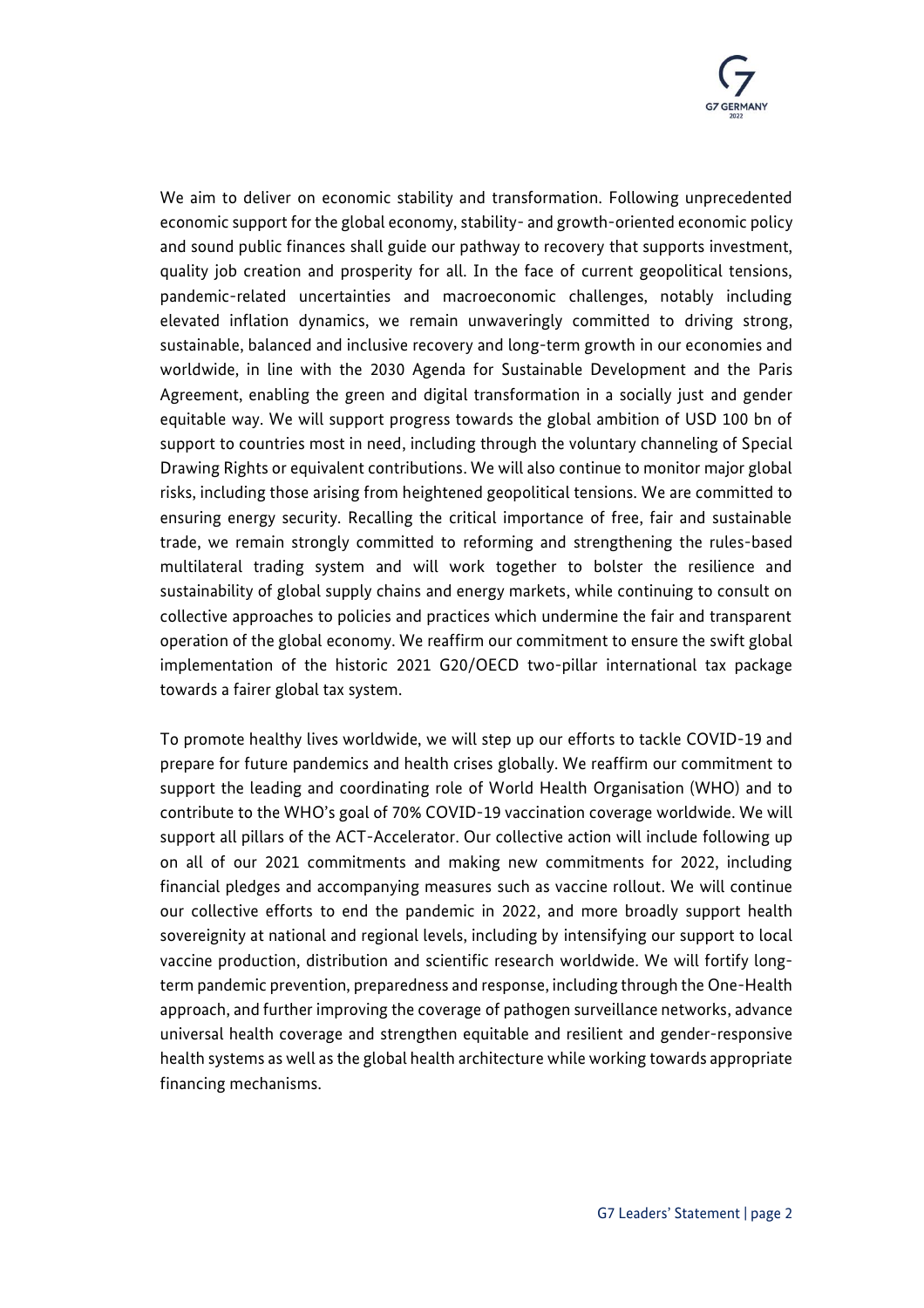We aim to deliver on economic stability and transformation. Following unprecedented economic support for the global economy, stability- and growth-oriented economic policy and sound public finances shall guide our pathway to recovery that supports investment, quality job creation and prosperity for all. In the face of current geopolitical tensions, pandemic-related uncertainties and macroeconomic challenges, notably including elevated inflation dynamics, we remain unwaveringly committed to driving strong, sustainable, balanced and inclusive recovery and long-term growth in our economies and worldwide, in line with the 2030 Agenda for Sustainable Development and the Paris Agreement, enabling the green and digital transformation in a socially just and gender equitable way. We will support progress towards the global ambition of USD 100 bn of support to countries most in need, including through the voluntary channeling of Special Drawing Rights or equivalent contributions. We will also continue to monitor major global risks, including those arising from heightened geopolitical tensions. We are committed to ensuring energy security. Recalling the critical importance of free, fair and sustainable trade, we remain strongly committed to reforming and strengthening the rules-based multilateral trading system and will work together to bolster the resilience and sustainability of global supply chains and energy markets, while continuing to consult on collective approaches to policies and practices which undermine the fair and transparent operation of the global economy. We reaffirm our commitment to ensure the swift global implementation of the historic 2021 G20/OECD two-pillar international tax package towards a fairer global tax system.

To promote healthy lives worldwide, we will step up our efforts to tackle COVID-19 and prepare for future pandemics and health crises globally. We reaffirm our commitment to support the leading and coordinating role of World Health Organisation (WHO) and to contribute to the WHO's goal of 70% COVID-19 vaccination coverage worldwide. We will support all pillars of the ACT-Accelerator. Our collective action will include following up on all of our 2021 commitments and making new commitments for 2022, including financial pledges and accompanying measures such as vaccine rollout. We will continue our collective efforts to end the pandemic in 2022, and more broadly support health sovereignity at national and regional levels, including by intensifying our support to local vaccine production, distribution and scientific research worldwide. We will fortify long-term pandemic prevention, preparedness and response, including through the One-Health approach, and further improving the coverage of pathogen surveillance networks, advance universal health coverage and strengthen equitable and resilient and gender-responsive health systems as well as the global health architecture while working towards appropriate financing mechanisms.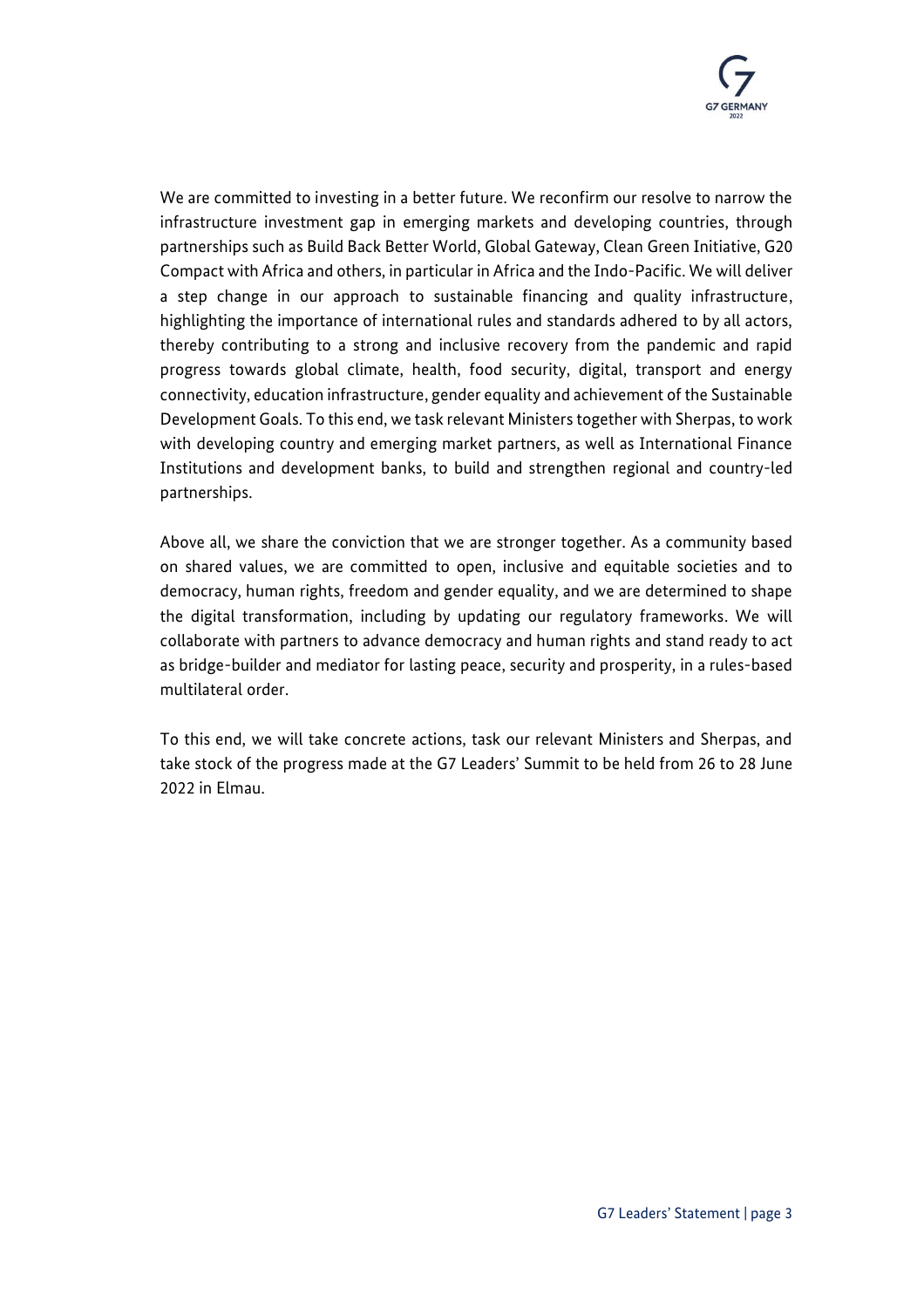We are committed to investing in a better future. We reconfirm our resolve to narrow the infrastructure investment gap in emerging markets and developing countries, through partnerships such as Build Back Better World, Global Gateway, Clean Green Initiative, G20 Compact with Africa and others, in particular in Africa and the Indo-Pacific. We will deliver a step change in our approach to sustainable financing and quality infrastructure, highlighting the importance of international rules and standards adhered to by all actors, thereby contributing to a strong and inclusive recovery from the pandemic and rapid progress towards global climate, health, food security, digital, transport and energy connectivity, education infrastructure, gender equality and achievement of the Sustainable Development Goals. To this end, we task relevant Ministers together with Sherpas, to work with developing country and emerging market partners, as well as International Finance Institutions and development banks, to build and strengthen regional and country-led partnerships.

Above all, we share the conviction that we are stronger together. As a community based on shared values, we are committed to open, inclusive and equitable societies and to democracy, human rights, freedom and gender equality, and we are determined to shape the digital transformation, including by updating our regulatory frameworks. We will collaborate with partners to advance democracy and human rights and stand ready to act as bridge-builder and mediator for lasting peace, security and prosperity, in a rules-based multilateral order.

To this end, we will take concrete actions, task our relevant Ministers and Sherpas, and take stock of the progress made at the G7 Leaders' Summit to be held from 26 to 28 June 2022 in Elmau.